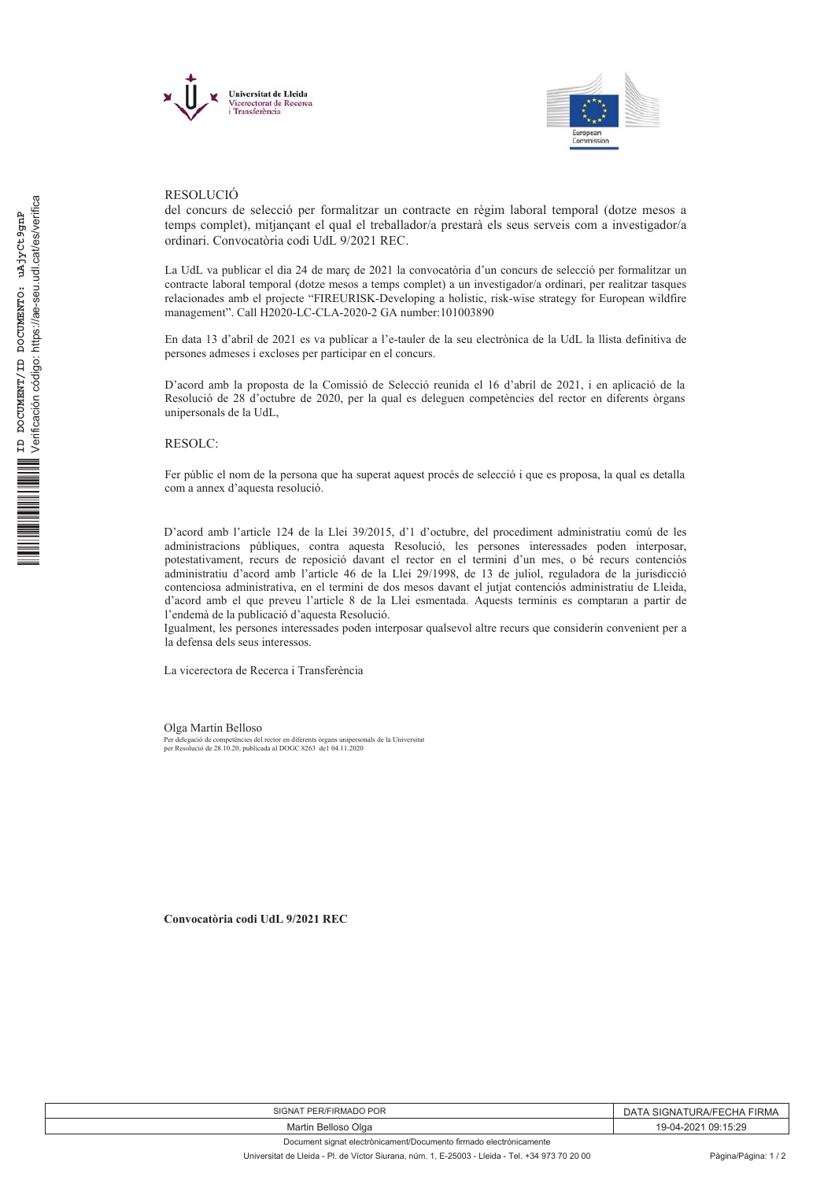Universitat de Lleida
Vicerectorat de Recerca
i Transferència

European Commission

RESOLUCIÓ

del concurs de selecció per formalitzar un contracte en règim laboral temporal (dotze mesos a temps complet), mitjançant el qual el treballador/a prestarà els seus serveis com a investigador/a ordinari. Convocatòria codi UdL 9/2021 REC.

La UdL va publicar el dia 24 de març de 2021 la convocatòria d'un concurs de selecció per formalitzar un contracte laboral temporal (dotze mesos a temps complet) a un investigador/a ordinari, per realitzar tasques relacionades amb el projecte "FIREURISK-Developing a holistic, risk-wise strategy for European wildfire management". Call H2020-LC-CLA-2020-2 GA number:101003890

En data 13 d'abril de 2021 es va publicar a l'e-tauler de la seu electrònica de la UdL la llista definitiva de persones admeses i excloses per participar en el concurs.

D'acord amb la proposta de la Comissió de Selecció reunida el 16 d'abril de 2021, i en aplicació de la Resolució de 28 d'octubre de 2020, per la qual es deleguen competències del rector en diferents òrgans unipersonals de la UdL,

RESOLC:

Fer públic el nom de la persona que ha superat aquest procés de selecció i que es proposa, la qual es detalla com a annex d'aquesta resolució.

D'acord amb l'article 124 de la Llei 39/2015, d'1 d'octubre, del procediment administratiu comú de les administracions públiques, contra aquesta Resolució, les persones interessades poden interposar, potestativament, recurs de reposició davant el rector en el termini d'un mes, o bé recurs contenciós administratiu d'acord amb l'article 46 de la Llei 29/1998, de 13 de juliol, reguladora de la jurisdicció contenciosa administrativa, en el termini de dos mesos davant el jutjat contenciós administratiu de Lleida, d'acord amb el que preveu l'article 8 de la Llei esmentada. Aquests terminis es comptaran a partir de l'endemà de la publicació d'aquesta Resolució.

Igualment, les persones interessades poden interposar qualsevol altre recurs que considerin convenient per a la defensa dels seus interessos.

La vicerectora de Recerca i Transferència

Olga Martín Belloso

Per delegació de competències del rector en diferents òrgans unipersonals de la Universitat per Resolució de 28.10.20, publicada al DOGC 8263 del 04.11.2020

**Convocatòria codi UdL 9/2021 REC**

| SIGNAT PER/FIRMADO POR | DATA SIGNATURA/FECHA FIRMA |
|---|---|
| Martin Belloso Olga | 19-04-2021 09:15:29 |

Document signat electrònicament/Documento firmado electrónicamente

Universitat de Lleida - Pl. de Víctor Siurana, núm. 1, E-25003 - Lleida - Tel. +34 973 70 20 00

ID DOCUMENT/ID DOCUMENTO: uAjyCt9gnP
Verificación código: https://ae-seu.udl.cat/es/verifica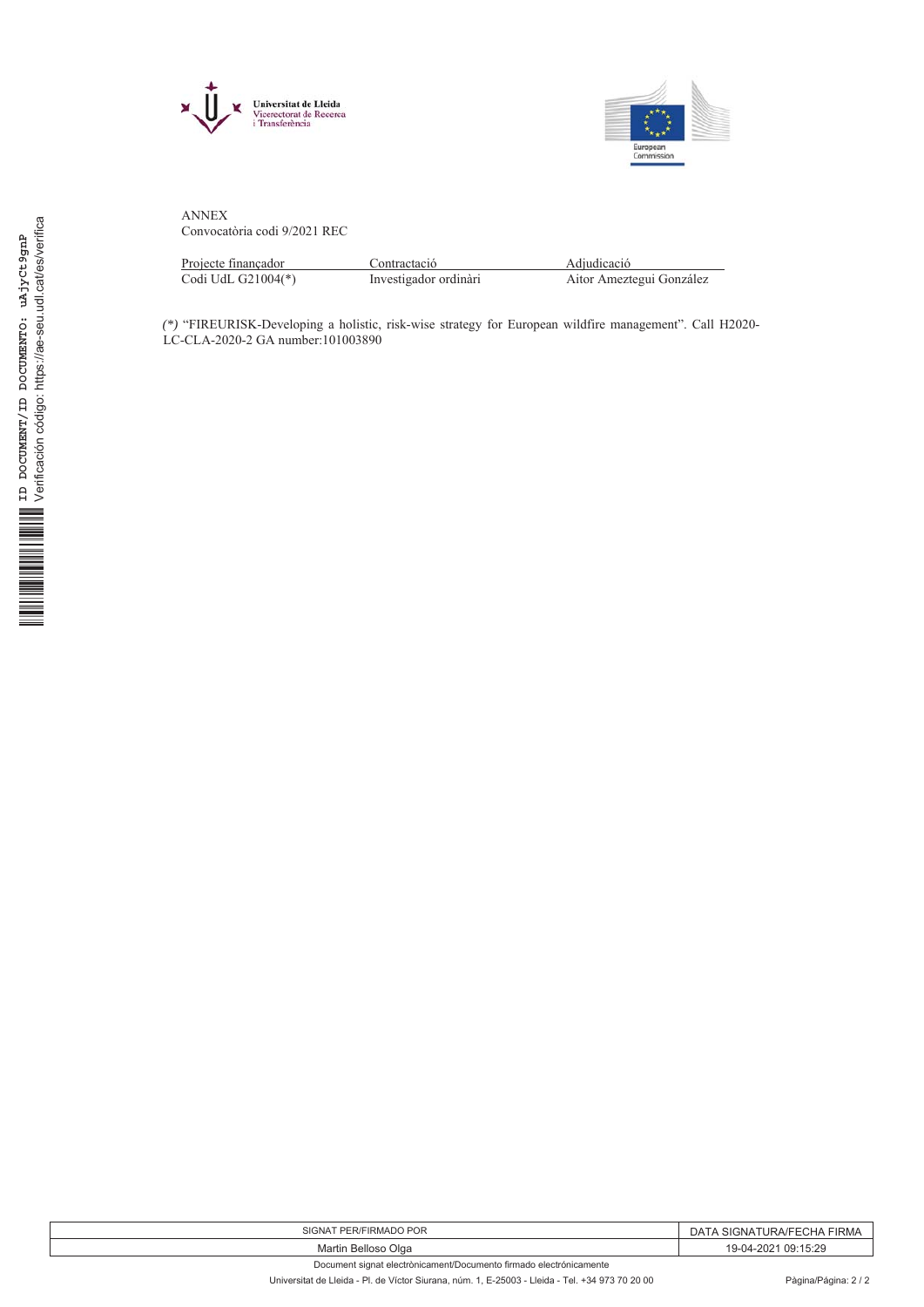ANNEX
Convocatòria codi 9/2021 REC

| Projecte finançador | Contractació | Adjudicació |
| --- | --- | --- |
| Codi UdL G21004(*) | Investigador ordinàri | Aitor Ameztegui González |

*(\*)* "FIREURISK-Developing a holistic, risk-wise strategy for European wildfire management". Call H2020-LC-CLA-2020-2 GA number:101003890

| SIGNAT PER/FIRMADO POR | DATA SIGNATURA/FECHA FIRMA |
| --- | --- |
| Martin Belloso Olga | 19-04-2021 09:15:29 |

Document signat electrònicament/Documento firmado electrónicamente

ID DOCUMENT/ID DOCUMENTO: uAjyCt9gnP
Verificación código: https://ae-seu.udl.cat/es/verifica